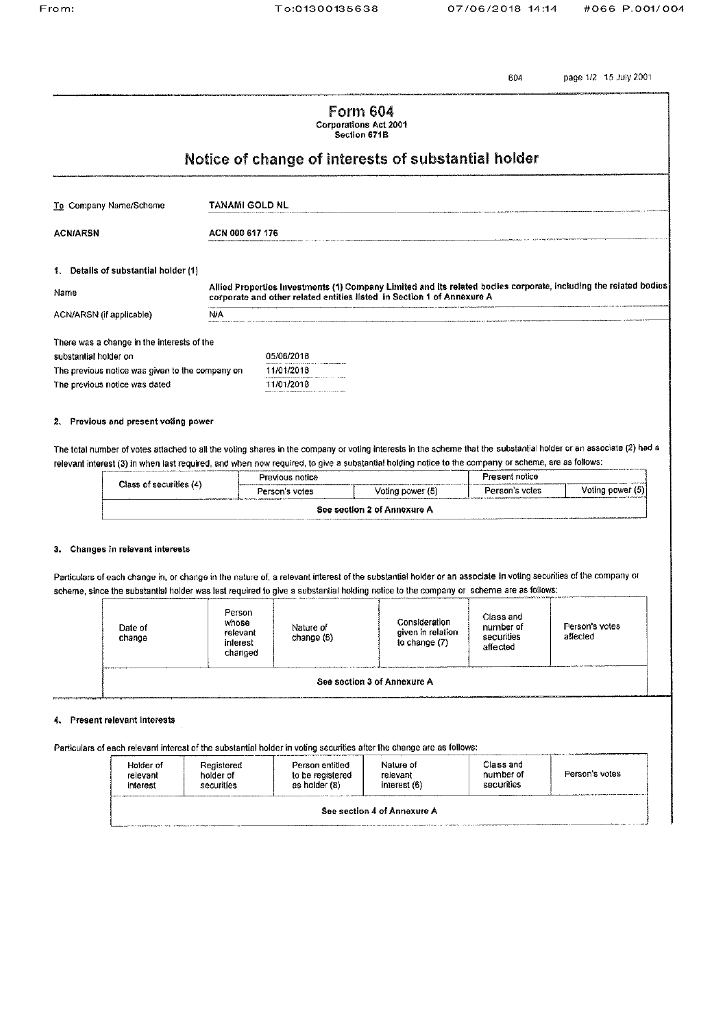# Form 604

**Corporations Act 2001**
**Section 671B**

## Notice of change of interests of substantial holder

| | |
|---|---|
| To Company Name/Scheme | **TANAMI GOLD NL** |
| **ACN/ARSN** | **ACN 000 617 176** |

### 1. Details of substantial holder (1)

| | |
|---|---|
| Name | **Allied Properties Investments (1) Company Limited and its related bodies corporate, including the related bodies corporate and other related entities listed in Section 1 of Annexure A** |
| ACN/ARSN (if applicable) | N/A |

| | |
|---|---|
| There was a change in the interests of the substantial holder on | 05/06/2018 |
| The previous notice was given to the company on | 11/01/2018 |
| The previous notice was dated | 11/01/2018 |

### 2. Previous and present voting power

The total number of votes attached to all the voting shares in the company or voting interests in the scheme that the substantial holder or an associate (2) had a relevant interest (3) in when last required, and when now required, to give a substantial holding notice to the company or scheme, are as follows:

| Class of securities (4) | Previous notice | | Present notice | |
|---|---|---|---|---|
| | Person's votes | Voting power (5) | Person's votes | Voting power (5) |
| See section 2 of Annexure A | | | | |

### 3. Changes in relevant interests

Particulars of each change in, or change in the nature of, a relevant interest of the substantial holder or an associate in voting securities of the company or scheme, since the substantial holder was last required to give a substantial holding notice to the company or scheme are as follows:

| Date of change | Person whose relevant interest changed | Nature of change (6) | Consideration given in relation to change (7) | Class and number of securities affected | Person's votes affected |
|---|---|---|---|---|---|
| See section 3 of Annexure A | | | | | |

### 4. Present relevant interests

Particulars of each relevant interest of the substantial holder in voting securities after the change are as follows:

| Holder of relevant interest | Registered holder of securities | Person entitled to be registered as holder (8) | Nature of relevant interest (6) | Class and number of securities | Person's votes |
|---|---|---|---|---|---|
| See section 4 of Annexure A | | | | | |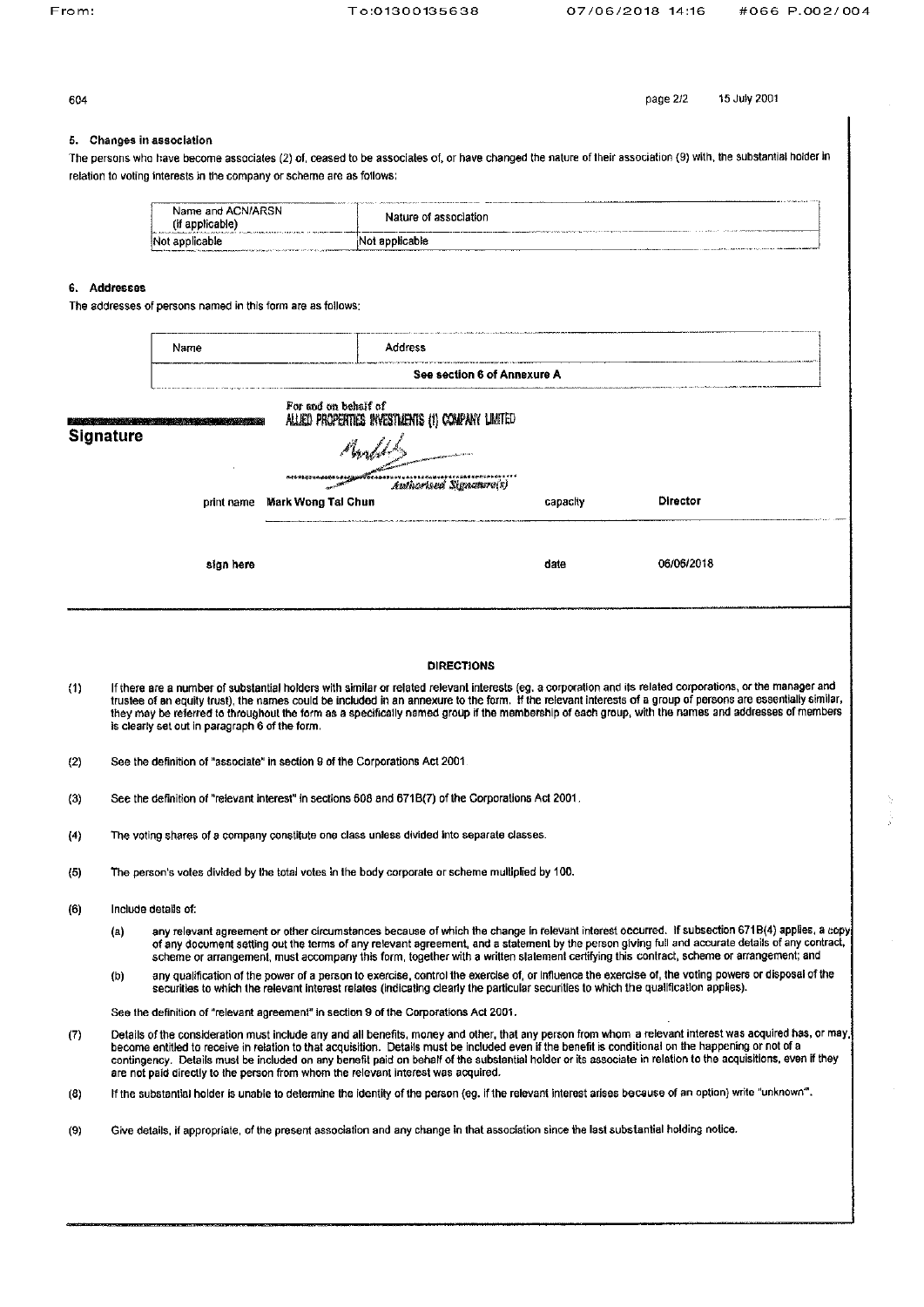### 5. Changes in association

The persons who have become associates (2) of, ceased to be associates of, or have changed the nature of their association (9) with, the substantial holder in relation to voting interests in the company or scheme are as follows:

| Name and ACN/ARSN (if applicable) | Nature of association |
|---|---|
| Not applicable | Not applicable |

### 6. Addresses

The addresses of persons named in this form are as follows:

| Name | Address |
|---|---|
| See section 6 of Annexure A | |

## Signature

For and on behalf of
ALLIED PROPERTIES INVESTMENTS (1) COMPANY LIMITED

Authorised Signature(s)

| | | | |
|---|---|---|---|
| print name | Mark Wong Tai Chun | capacity | Director |
| sign here | | date | 06/06/2018 |

### DIRECTIONS

(1) If there are a number of substantial holders with similar or related relevant interests (eg. a corporation and its related corporations, or the manager and trustee of an equity trust), the names could be included in an annexure to the form. If the relevant interests of a group of persons are essentially similar, they may be referred to throughout the form as a specifically named group if the membership of each group, with the names and addresses of members is clearly set out in paragraph 6 of the form.

(2) See the definition of "associate" in section 9 of the Corporations Act 2001.

(3) See the definition of "relevant interest" in sections 608 and 671B(7) of the Corporations Act 2001.

(4) The voting shares of a company constitute one class unless divided into separate classes.

(5) The person's votes divided by the total votes in the body corporate or scheme multiplied by 100.

(6) Include details of:

(a) any relevant agreement or other circumstances because of which the change in relevant interest occurred. If subsection 671B(4) applies, a copy of any document setting out the terms of any relevant agreement, and a statement by the person giving full and accurate details of any contract, scheme or arrangement, must accompany this form, together with a written statement certifying this contract, scheme or arrangement; and

(b) any qualification of the power of a person to exercise, control the exercise of, or influence the exercise of, the voting powers or disposal of the securities to which the relevant interest relates (indicating clearly the particular securities to which the qualification applies).

See the definition of "relevant agreement" in section 9 of the Corporations Act 2001.

(7) Details of the consideration must include any and all benefits, money and other, that any person from whom a relevant interest was acquired has, or may, become entitled to receive in relation to that acquisition. Details must be included even if the benefit is conditional on the happening or not of a contingency. Details must be included on any benefit paid on behalf of the substantial holder or its associate in relation to the acquisitions, even if they are not paid directly to the person from whom the relevant interest was acquired.

(8) If the substantial holder is unable to determine the identity of the person (eg. if the relevant interest arises because of an option) write "unknown".

(9) Give details, if appropriate, of the present association and any change in that association since the last substantial holding notice.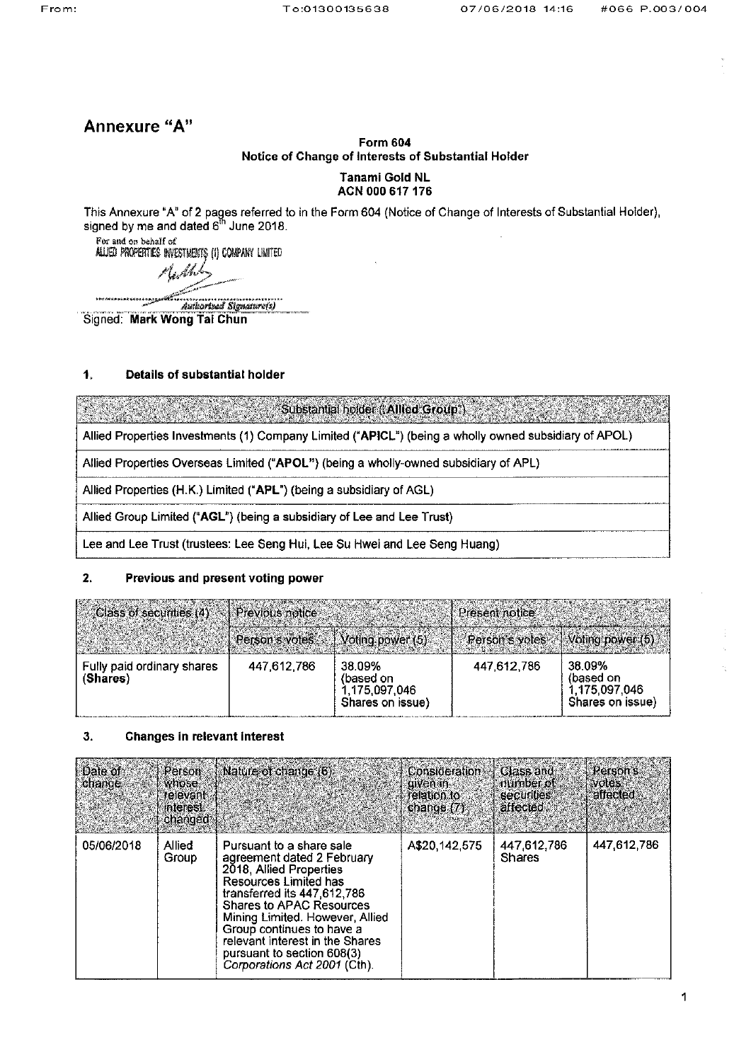# Annexure "A"

**Form 604**
**Notice of Change of Interests of Substantial Holder**

**Tanami Gold NL**
**ACN 000 617 176**

This Annexure "A" of 2 pages referred to in the Form 604 (Notice of Change of Interests of Substantial Holder), signed by me and dated 6th June 2018.

For and on behalf of
ALLIED PROPERTIES INVESTMENTS (1) COMPANY LIMITED

Authorised Signature(s)

Signed: **Mark Wong Tai Chun**

## 1. Details of substantial holder

| Substantial holder ("Allied Group") |
|---|
| Allied Properties Investments (1) Company Limited ("**APICL**") (being a wholly owned subsidiary of APOL) |
| Allied Properties Overseas Limited ("**APOL**") (being a wholly-owned subsidiary of APL) |
| Allied Properties (H.K.) Limited ("**APL**") (being a subsidiary of AGL) |
| Allied Group Limited ("**AGL**") (being a subsidiary of Lee and Lee Trust) |
| Lee and Lee Trust (trustees: Lee Seng Hui, Lee Su Hwei and Lee Seng Huang) |

## 2. Previous and present voting power

| Class of securities (4) | Previous notice | | Present notice | |
|---|---|---|---|---|
| | Person's votes | Voting power (5) | Person's votes | Voting power (5) |
| Fully paid ordinary shares (**Shares**) | 447,612,786 | 38.09% (based on 1,175,097,046 Shares on issue) | 447,612,786 | 38.09% (based on 1,175,097,046 Shares on issue) |

## 3. Changes in relevant interest

| Date of change | Person whose relevant interest changed | Nature of change (6) | Consideration given in relation to change (7) | Class and number of securities affected | Person's votes affected |
|---|---|---|---|---|---|
| 05/06/2018 | Allied Group | Pursuant to a share sale agreement dated 2 February 2018, Allied Properties Resources Limited has transferred its 447,612,786 Shares to APAC Resources Mining Limited. However, Allied Group continues to have a relevant interest in the Shares pursuant to section 608(3) *Corporations Act 2001* (Cth). | A$20,142,575 | 447,612,786 Shares | 447,612,786 |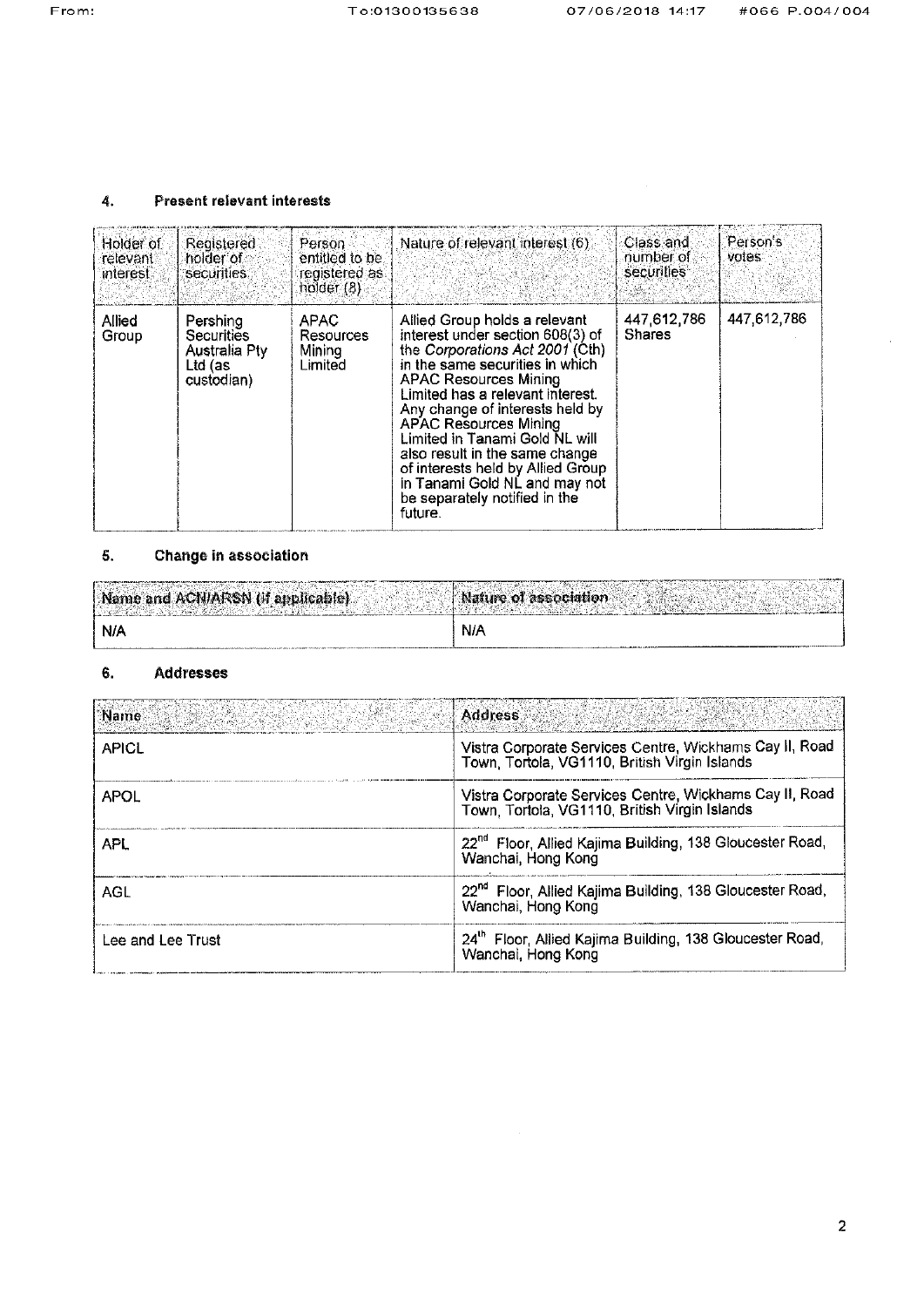## 4. Present relevant interests

| Holder of relevant interest | Registered holder of securities | Person entitled to be registered as holder (8) | Nature of relevant interest (6) | Class and number of securities | Person's votes |
|---|---|---|---|---|---|
| Allied Group | Pershing Securities Australia Pty Ltd (as custodian) | APAC Resources Mining Limited | Allied Group holds a relevant interest under section 608(3) of the *Corporations Act 2001* (Cth) in the same securities in which APAC Resources Mining Limited has a relevant interest. Any change of interests held by APAC Resources Mining Limited in Tanami Gold NL will also result in the same change of interests held by Allied Group in Tanami Gold NL and may not be separately notified in the future. | 447,612,786 Shares | 447,612,786 |

## 5. Change in association

| Name and ACN/ARSN (if applicable) | Nature of association |
|---|---|
| N/A | N/A |

## 6. Addresses

| Name | Address |
|---|---|
| APICL | Vistra Corporate Services Centre, Wickhams Cay II, Road Town, Tortola, VG1110, British Virgin Islands |
| APOL | Vistra Corporate Services Centre, Wickhams Cay II, Road Town, Tortola, VG1110, British Virgin Islands |
| APL | 22nd Floor, Allied Kajima Building, 138 Gloucester Road, Wanchai, Hong Kong |
| AGL | 22nd Floor, Allied Kajima Building, 138 Gloucester Road, Wanchai, Hong Kong |
| Lee and Lee Trust | 24th Floor, Allied Kajima Building, 138 Gloucester Road, Wanchai, Hong Kong |